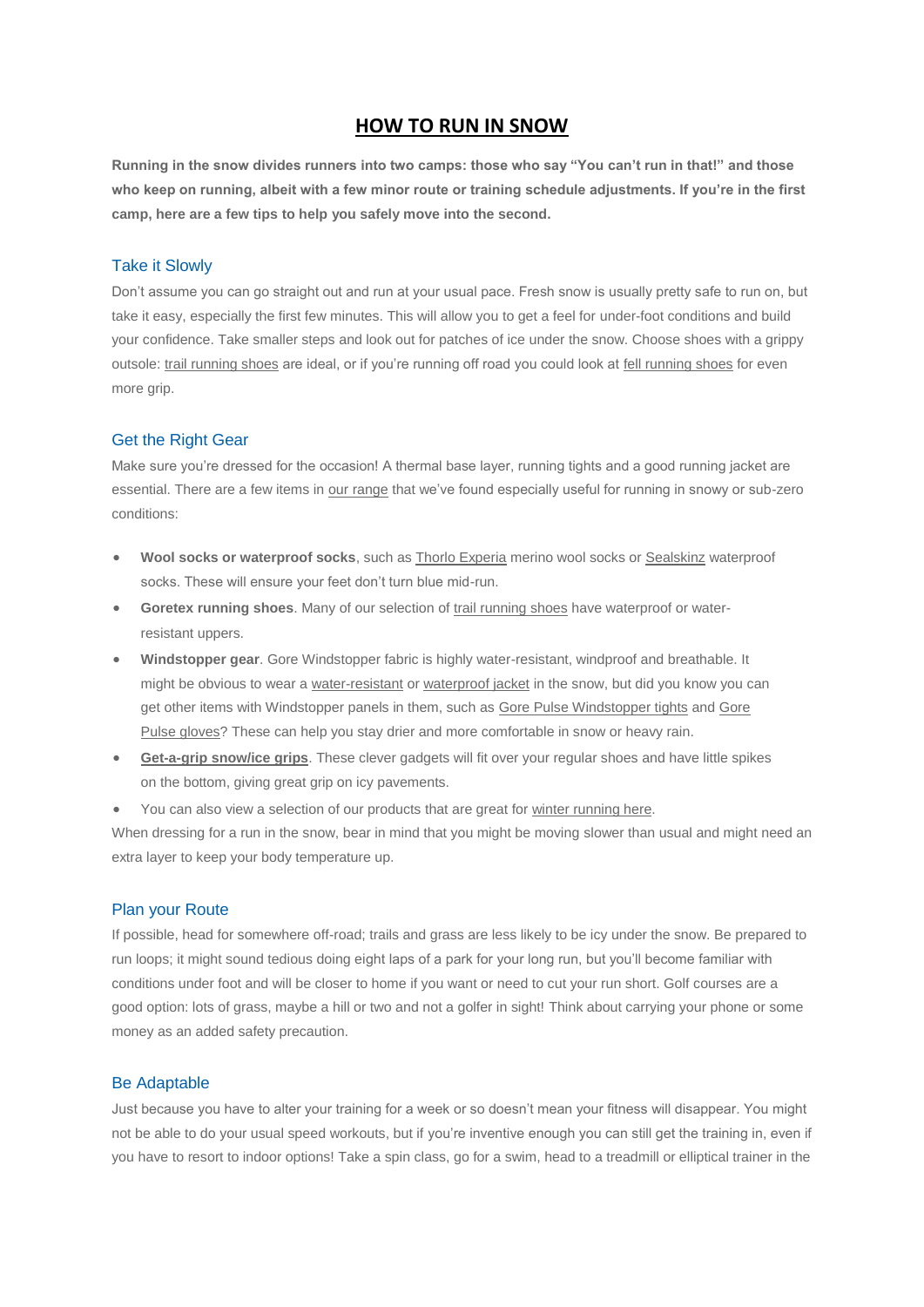# HOW TO RUN IN SNOW

**Running in the snow divides runners into two camps: those who say "You can't run in that!" and those who keep on running, albeit with a few minor route or training schedule adjustments. If you're in the first camp, here are a few tips to help you safely move into the second.**

## Take it Slowly

Don't assume you can go straight out and run at your usual pace. Fresh snow is usually pretty safe to run on, but take it easy, especially the first few minutes. This will allow you to get a feel for under-foot conditions and build your confidence. Take smaller steps and look out for patches of ice under the snow. Choose shoes with a grippy outsole: trail running shoes are ideal, or if you're running off road you could look at fell running shoes for even more grip.

## Get the Right Gear

Make sure you're dressed for the occasion! A thermal base layer, running tights and a good running jacket are essential. There are a few items in our range that we've found especially useful for running in snowy or sub-zero conditions:

- **Wool socks or waterproof socks**, such as Thorlo Experia merino wool socks or Sealskinz waterproof socks. These will ensure your feet don't turn blue mid-run.
- **Goretex running shoes**. Many of our selection of trail running shoes have waterproof or water-resistant uppers.
- **Windstopper gear**. Gore Windstopper fabric is highly water-resistant, windproof and breathable. It might be obvious to wear a water-resistant or waterproof jacket in the snow, but did you know you can get other items with Windstopper panels in them, such as Gore Pulse Windstopper tights and Gore Pulse gloves? These can help you stay drier and more comfortable in snow or heavy rain.
- **Get-a-grip snow/ice grips**. These clever gadgets will fit over your regular shoes and have little spikes on the bottom, giving great grip on icy pavements.
- You can also view a selection of our products that are great for winter running here.

When dressing for a run in the snow, bear in mind that you might be moving slower than usual and might need an extra layer to keep your body temperature up.

## Plan your Route

If possible, head for somewhere off-road; trails and grass are less likely to be icy under the snow. Be prepared to run loops; it might sound tedious doing eight laps of a park for your long run, but you'll become familiar with conditions under foot and will be closer to home if you want or need to cut your run short. Golf courses are a good option: lots of grass, maybe a hill or two and not a golfer in sight! Think about carrying your phone or some money as an added safety precaution.

## Be Adaptable

Just because you have to alter your training for a week or so doesn't mean your fitness will disappear. You might not be able to do your usual speed workouts, but if you're inventive enough you can still get the training in, even if you have to resort to indoor options! Take a spin class, go for a swim, head to a treadmill or elliptical trainer in the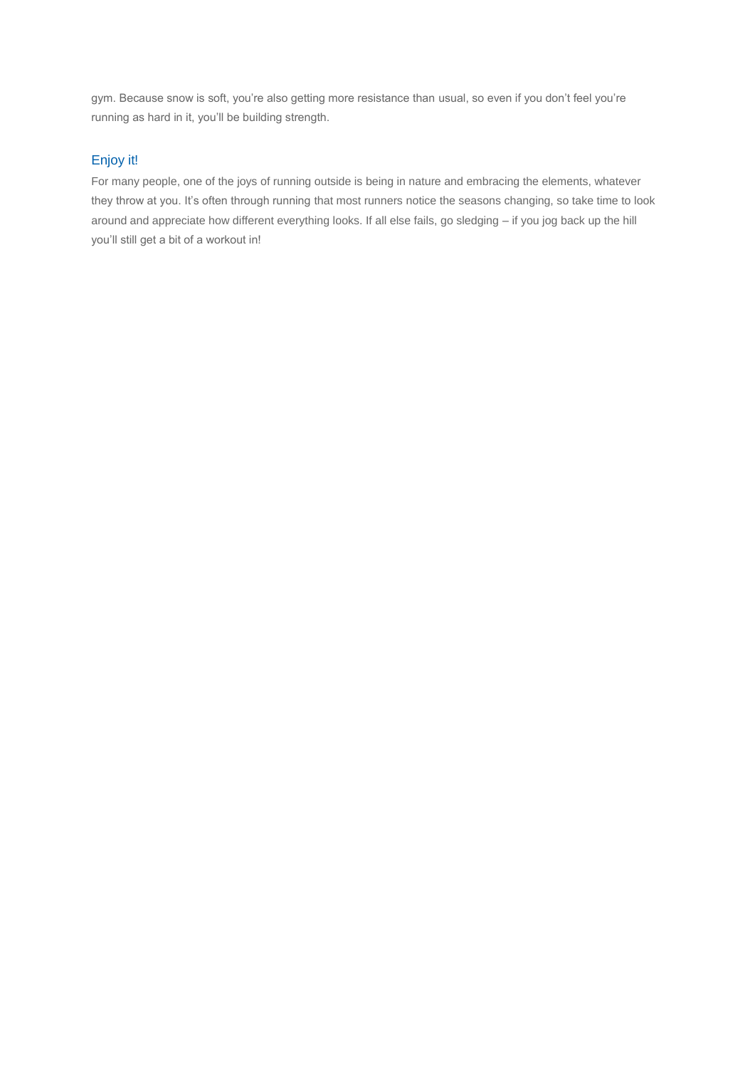gym. Because snow is soft, you're also getting more resistance than usual, so even if you don't feel you're running as hard in it, you'll be building strength.

## Enjoy it!

For many people, one of the joys of running outside is being in nature and embracing the elements, whatever they throw at you. It's often through running that most runners notice the seasons changing, so take time to look around and appreciate how different everything looks. If all else fails, go sledging – if you jog back up the hill you'll still get a bit of a workout in!